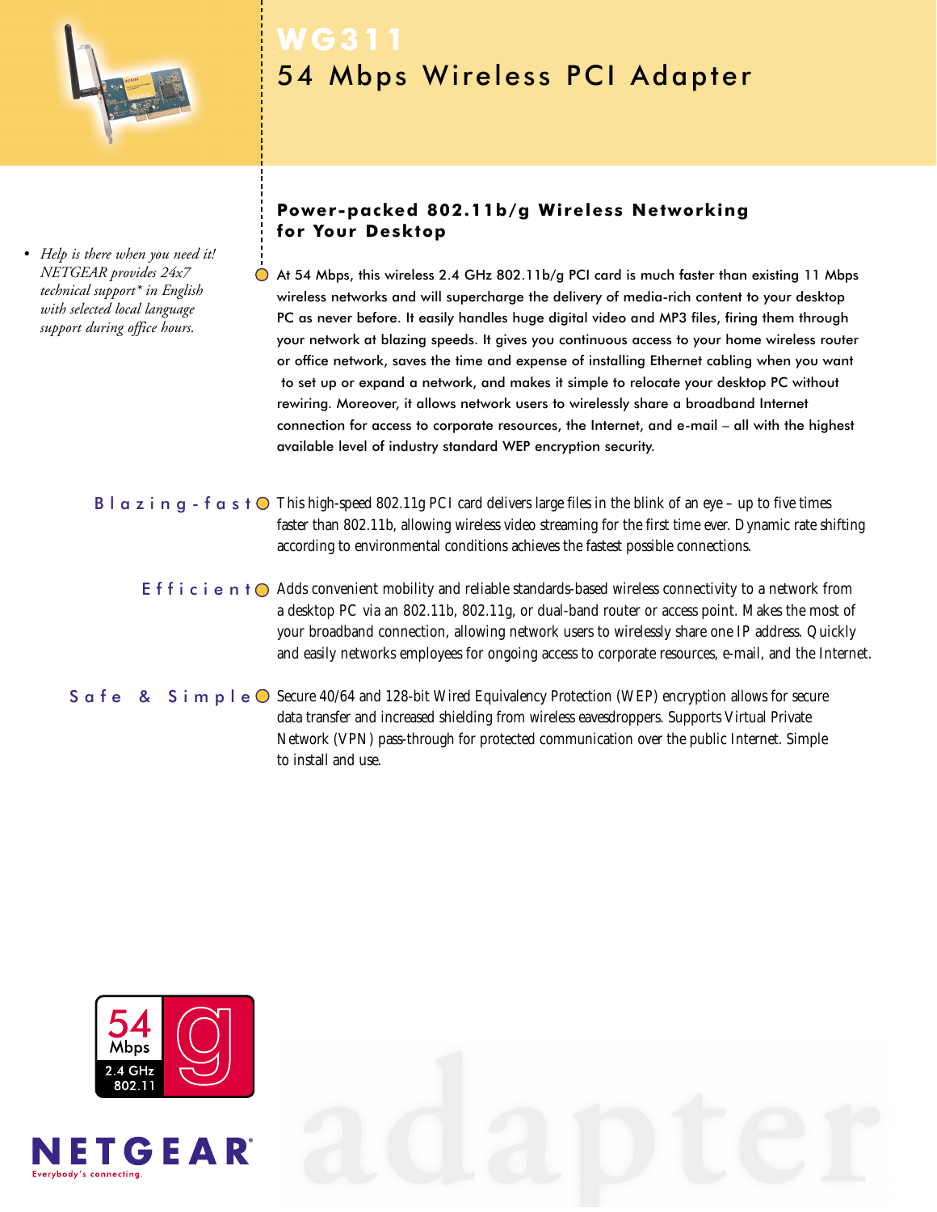# WG311

## 54 Mbps Wireless PCI Adapter

- *Help is there when you need it! NETGEAR provides 24x7 technical support* in English with selected local language support during office hours.*

### Power-packed 802.11b/g Wireless Networking for Your Desktop

At 54 Mbps, this wireless 2.4 GHz 802.11b/g PCI card is much faster than existing 11 Mbps wireless networks and will supercharge the delivery of media-rich content to your desktop PC as never before. It easily handles huge digital video and MP3 files, firing them through your network at blazing speeds. It gives you continuous access to your home wireless router or office network, saves the time and expense of installing Ethernet cabling when you want to set up or expand a network, and makes it simple to relocate your desktop PC without rewiring. Moreover, it allows network users to wirelessly share a broadband Internet connection for access to corporate resources, the Internet, and e-mail – all with the highest available level of industry standard WEP encryption security.

**Blazing-fast** This high-speed 802.11g PCI card delivers large files in the blink of an eye – up to five times faster than 802.11b, allowing wireless video streaming for the first time ever. Dynamic rate shifting according to environmental conditions achieves the fastest possible connections.

**Efficient** Adds convenient mobility and reliable standards-based wireless connectivity to a network from a desktop PC via an 802.11b, 802.11g, or dual-band router or access point. Makes the most of your broadband connection, allowing network users to wirelessly share one IP address. Quickly and easily networks employees for ongoing access to corporate resources, e-mail, and the Internet.

**Safe & Simple** Secure 40/64 and 128-bit Wired Equivalency Protection (WEP) encryption allows for secure data transfer and increased shielding from wireless eavesdroppers. Supports Virtual Private Network (VPN) pass-through for protected communication over the public Internet. Simple to install and use.

54 Mbps 2.4 GHz 802.11 g

NETGEAR
Everybody's connecting.

adapter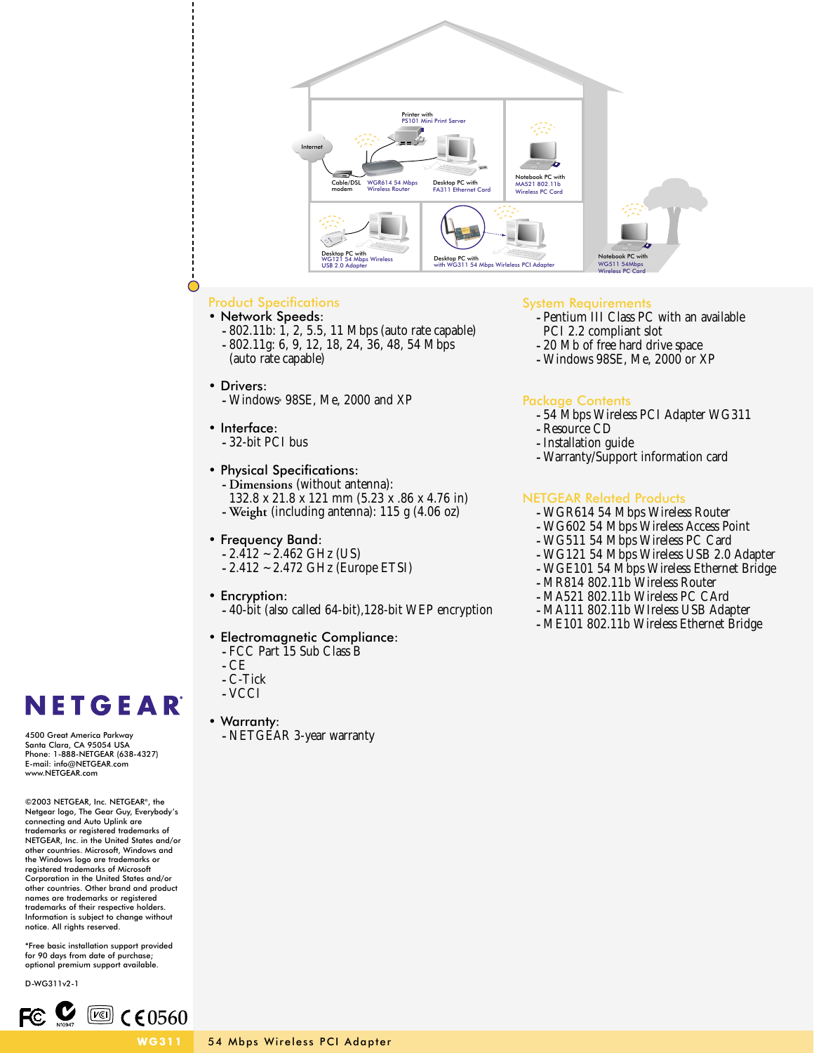Printer with PS101 Mini Print Server

Internet

Cable/DSL modem

WGR614 54 Mbps Wireless Router

Desktop PC with FA311 Ethernet Card

Notebook PC with MA521 802.11b Wireless PC Card

Desktop PC with WG121 54 Mbps Wireless USB 2.0 Adapter

Desktop PC with with WG311 54 Mbps Wireless PCI Adapter

Notebook PC with WG511 54Mbps Wireless PC Card

## Product Specifications

- Network Speeds:
  - 802.11b: 1, 2, 5.5, 11 Mbps (auto rate capable)
  - 802.11g: 6, 9, 12, 18, 24, 36, 48, 54 Mbps (auto rate capable)
- Drivers:
  - Windows® 98SE, Me, 2000 and XP
- Interface:
  - 32-bit PCI bus
- Physical Specifications:
  - Dimensions (without antenna): 132.8 x 21.8 x 121 mm (5.23 x .86 x 4.76 in)
  - Weight (including antenna): 115 g (4.06 oz)
- Frequency Band:
  - 2.412 ~ 2.462 GHz (US)
  - 2.412 ~ 2.472 GHz (Europe ETSI)
- Encryption:
  - 40-bit (also called 64-bit),128-bit WEP encryption
- Electromagnetic Compliance:
  - FCC Part 15 Sub Class B
  - CE
  - C-Tick
  - VCCI
- Warranty:
  - NETGEAR 3-year warranty

## System Requirements

- Pentium III Class PC with an available PCI 2.2 compliant slot
- 20 Mb of free hard drive space
- Windows 98SE, Me, 2000 or XP

## Package Contents

- 54 Mbps Wireless PCI Adapter WG311
- Resource CD
- Installation guide
- Warranty/Support information card

## NETGEAR Related Products

- WGR614 54 Mbps Wireless Router
- WG602 54 Mbps Wireless Access Point
- WG511 54 Mbps Wireless PC Card
- WG121 54 Mbps Wireless USB 2.0 Adapter
- WGE101 54 Mbps Wireless Ethernet Bridge
- MR814 802.11b Wireless Router
- MA521 802.11b Wireless PC CArd
- MA111 802.11b WIreless USB Adapter
- ME101 802.11b Wireless Ethernet Bridge

**NETGEAR®**

4500 Great America Parkway
Santa Clara, CA 95054 USA
Phone: 1-888-NETGEAR (638-4327)
E-mail: info@NETGEAR.com
www.NETGEAR.com

©2003 NETGEAR, Inc. NETGEAR®, the Netgear logo, The Gear Guy, Everybody's connecting and Auto Uplink are trademarks or registered trademarks of NETGEAR, Inc. in the United States and/or other countries. Microsoft, Windows and the Windows logo are trademarks or registered trademarks of Microsoft Corporation in the United States and/or other countries. Other brand and product names are trademarks or registered trademarks of their respective holders. Information is subject to change without notice. All rights reserved.

*Free basic installation support provided for 90 days from date of purchase; optional premium support available.

D-WG311v2-1

N10947 CE0560

WG311 54 Mbps Wireless PCI Adapter